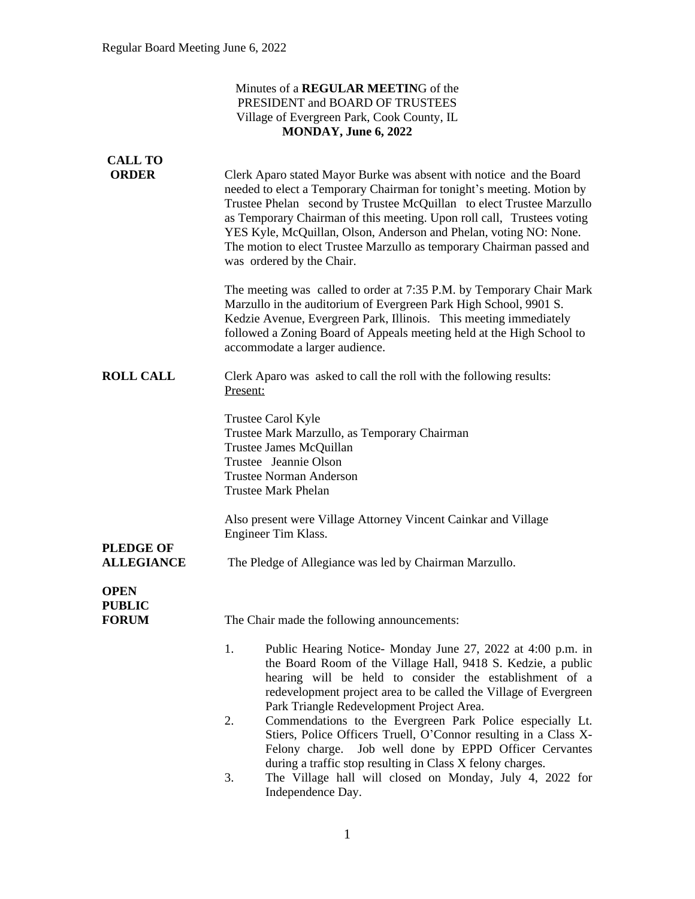Minutes of a **REGULAR MEETIN**G of the
PRESIDENT and BOARD OF TRUSTEES
Village of Evergreen Park, Cook County, IL
**MONDAY, June 6, 2022**

**CALL TO ORDER**

Clerk Aparo stated Mayor Burke was absent with notice and the Board needed to elect a Temporary Chairman for tonight's meeting. Motion by Trustee Phelan second by Trustee McQuillan to elect Trustee Marzullo as Temporary Chairman of this meeting. Upon roll call, Trustees voting YES Kyle, McQuillan, Olson, Anderson and Phelan, voting NO: None. The motion to elect Trustee Marzullo as temporary Chairman passed and was ordered by the Chair.

The meeting was called to order at 7:35 P.M. by Temporary Chair Mark Marzullo in the auditorium of Evergreen Park High School, 9901 S. Kedzie Avenue, Evergreen Park, Illinois. This meeting immediately followed a Zoning Board of Appeals meeting held at the High School to accommodate a larger audience.

**ROLL CALL**

Clerk Aparo was asked to call the roll with the following results:
Present:

Trustee Carol Kyle
Trustee Mark Marzullo, as Temporary Chairman
Trustee James McQuillan
Trustee Jeannie Olson
Trustee Norman Anderson
Trustee Mark Phelan

Also present were Village Attorney Vincent Cainkar and Village Engineer Tim Klass.

**PLEDGE OF ALLEGIANCE**

The Pledge of Allegiance was led by Chairman Marzullo.

**OPEN PUBLIC FORUM**

The Chair made the following announcements:

1. Public Hearing Notice- Monday June 27, 2022 at 4:00 p.m. in the Board Room of the Village Hall, 9418 S. Kedzie, a public hearing will be held to consider the establishment of a redevelopment project area to be called the Village of Evergreen Park Triangle Redevelopment Project Area.
2. Commendations to the Evergreen Park Police especially Lt. Stiers, Police Officers Truell, O'Connor resulting in a Class X-Felony charge. Job well done by EPPD Officer Cervantes during a traffic stop resulting in Class X felony charges.
3. The Village hall will closed on Monday, July 4, 2022 for Independence Day.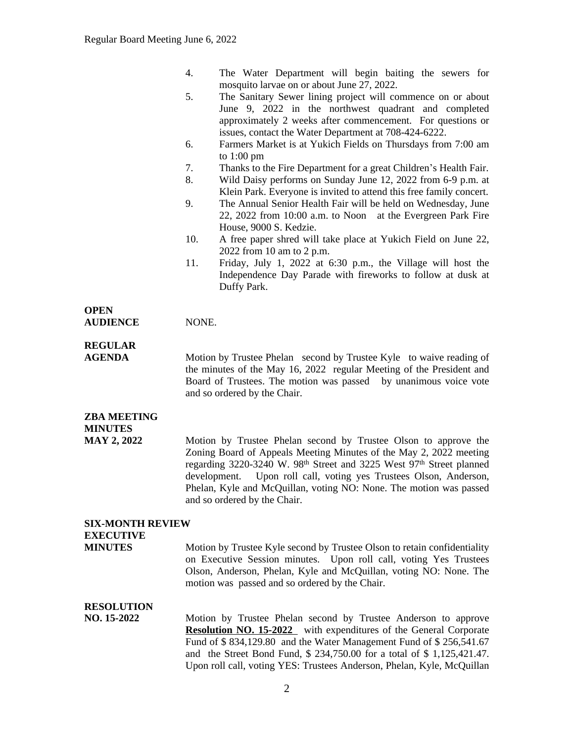4. The Water Department will begin baiting the sewers for mosquito larvae on or about June 27, 2022.
5. The Sanitary Sewer lining project will commence on or about June 9, 2022 in the northwest quadrant and completed approximately 2 weeks after commencement. For questions or issues, contact the Water Department at 708-424-6222.
6. Farmers Market is at Yukich Fields on Thursdays from 7:00 am to 1:00 pm
7. Thanks to the Fire Department for a great Children's Health Fair.
8. Wild Daisy performs on Sunday June 12, 2022 from 6-9 p.m. at Klein Park. Everyone is invited to attend this free family concert.
9. The Annual Senior Health Fair will be held on Wednesday, June 22, 2022 from 10:00 a.m. to Noon at the Evergreen Park Fire House, 9000 S. Kedzie.
10. A free paper shred will take place at Yukich Field on June 22, 2022 from 10 am to 2 p.m.
11. Friday, July 1, 2022 at 6:30 p.m., the Village will host the Independence Day Parade with fireworks to follow at dusk at Duffy Park.

**OPEN AUDIENCE**

NONE.

**REGULAR AGENDA**

Motion by Trustee Phelan second by Trustee Kyle to waive reading of the minutes of the May 16, 2022 regular Meeting of the President and Board of Trustees. The motion was passed by unanimous voice vote and so ordered by the Chair.

**ZBA MEETING MINUTES MAY 2, 2022**

Motion by Trustee Phelan second by Trustee Olson to approve the Zoning Board of Appeals Meeting Minutes of the May 2, 2022 meeting regarding 3220-3240 W. 98th Street and 3225 West 97th Street planned development. Upon roll call, voting yes Trustees Olson, Anderson, Phelan, Kyle and McQuillan, voting NO: None. The motion was passed and so ordered by the Chair.

**SIX-MONTH REVIEW EXECUTIVE MINUTES**

Motion by Trustee Kyle second by Trustee Olson to retain confidentiality on Executive Session minutes. Upon roll call, voting Yes Trustees Olson, Anderson, Phelan, Kyle and McQuillan, voting NO: None. The motion was passed and so ordered by the Chair.

**RESOLUTION NO. 15-2022**

Motion by Trustee Phelan second by Trustee Anderson to approve **Resolution NO. 15-2022** with expenditures of the General Corporate Fund of $ 834,129.80 and the Water Management Fund of $ 256,541.67 and the Street Bond Fund, $ 234,750.00 for a total of $ 1,125,421.47. Upon roll call, voting YES: Trustees Anderson, Phelan, Kyle, McQuillan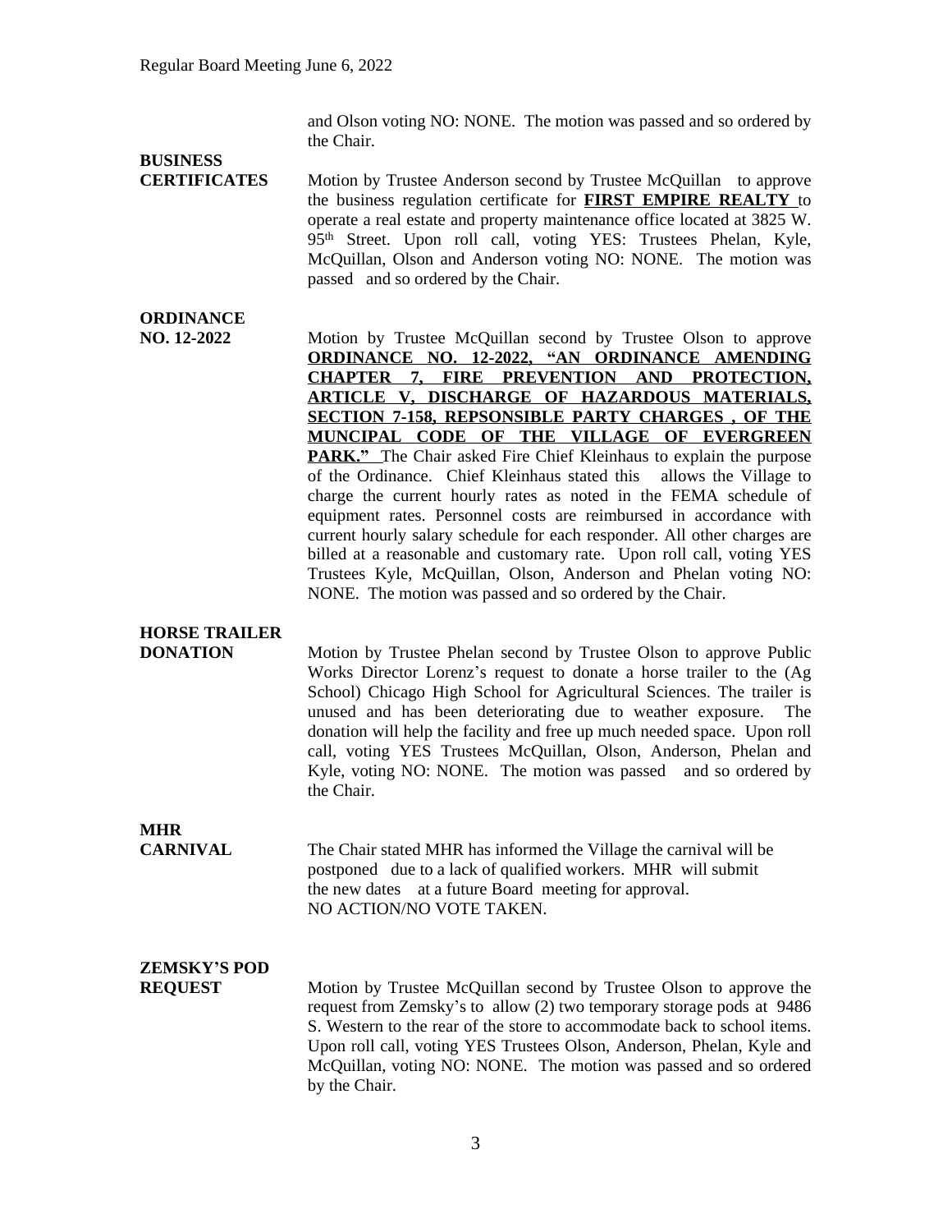and Olson voting NO: NONE. The motion was passed and so ordered by the Chair.

**BUSINESS CERTIFICATES**

Motion by Trustee Anderson second by Trustee McQuillan to approve the business regulation certificate for **FIRST EMPIRE REALTY** to operate a real estate and property maintenance office located at 3825 W. 95th Street. Upon roll call, voting YES: Trustees Phelan, Kyle, McQuillan, Olson and Anderson voting NO: NONE. The motion was passed and so ordered by the Chair.

**ORDINANCE NO. 12-2022**

Motion by Trustee McQuillan second by Trustee Olson to approve **ORDINANCE NO. 12-2022, "AN ORDINANCE AMENDING CHAPTER 7, FIRE PREVENTION AND PROTECTION, ARTICLE V, DISCHARGE OF HAZARDOUS MATERIALS, SECTION 7-158, REPSONSIBLE PARTY CHARGES , OF THE MUNCIPAL CODE OF THE VILLAGE OF EVERGREEN PARK."** The Chair asked Fire Chief Kleinhaus to explain the purpose of the Ordinance. Chief Kleinhaus stated this allows the Village to charge the current hourly rates as noted in the FEMA schedule of equipment rates. Personnel costs are reimbursed in accordance with current hourly salary schedule for each responder. All other charges are billed at a reasonable and customary rate. Upon roll call, voting YES Trustees Kyle, McQuillan, Olson, Anderson and Phelan voting NO: NONE. The motion was passed and so ordered by the Chair.

**HORSE TRAILER DONATION**

Motion by Trustee Phelan second by Trustee Olson to approve Public Works Director Lorenz's request to donate a horse trailer to the (Ag School) Chicago High School for Agricultural Sciences. The trailer is unused and has been deteriorating due to weather exposure. The donation will help the facility and free up much needed space. Upon roll call, voting YES Trustees McQuillan, Olson, Anderson, Phelan and Kyle, voting NO: NONE. The motion was passed and so ordered by the Chair.

**MHR CARNIVAL**

The Chair stated MHR has informed the Village the carnival will be postponed due to a lack of qualified workers. MHR will submit the new dates at a future Board meeting for approval.
NO ACTION/NO VOTE TAKEN.

**ZEMSKY'S POD REQUEST**

Motion by Trustee McQuillan second by Trustee Olson to approve the request from Zemsky's to allow (2) two temporary storage pods at 9486 S. Western to the rear of the store to accommodate back to school items. Upon roll call, voting YES Trustees Olson, Anderson, Phelan, Kyle and McQuillan, voting NO: NONE. The motion was passed and so ordered by the Chair.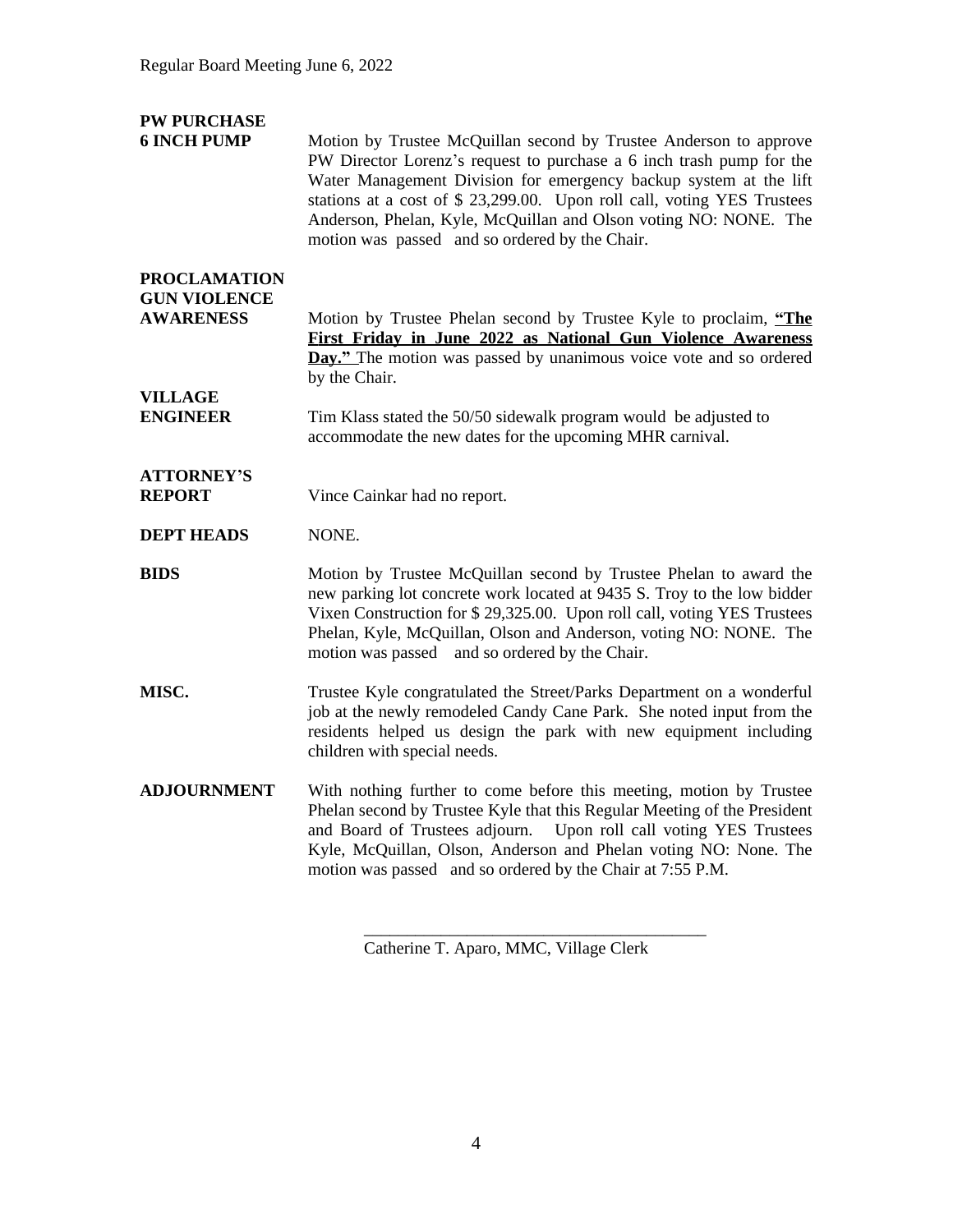**PW PURCHASE 6 INCH PUMP**

Motion by Trustee McQuillan second by Trustee Anderson to approve PW Director Lorenz's request to purchase a 6 inch trash pump for the Water Management Division for emergency backup system at the lift stations at a cost of $ 23,299.00. Upon roll call, voting YES Trustees Anderson, Phelan, Kyle, McQuillan and Olson voting NO: NONE. The motion was passed and so ordered by the Chair.

**PROCLAMATION GUN VIOLENCE AWARENESS**

Motion by Trustee Phelan second by Trustee Kyle to proclaim, **"The First Friday in June 2022 as National Gun Violence Awareness Day."** The motion was passed by unanimous voice vote and so ordered by the Chair.

**VILLAGE ENGINEER**

Tim Klass stated the 50/50 sidewalk program would be adjusted to accommodate the new dates for the upcoming MHR carnival.

**ATTORNEY'S REPORT**

Vince Cainkar had no report.

**DEPT HEADS**

NONE.

**BIDS**

Motion by Trustee McQuillan second by Trustee Phelan to award the new parking lot concrete work located at 9435 S. Troy to the low bidder Vixen Construction for $ 29,325.00. Upon roll call, voting YES Trustees Phelan, Kyle, McQuillan, Olson and Anderson, voting NO: NONE. The motion was passed and so ordered by the Chair.

**MISC.**

Trustee Kyle congratulated the Street/Parks Department on a wonderful job at the newly remodeled Candy Cane Park. She noted input from the residents helped us design the park with new equipment including children with special needs.

**ADJOURNMENT**

With nothing further to come before this meeting, motion by Trustee Phelan second by Trustee Kyle that this Regular Meeting of the President and Board of Trustees adjourn. Upon roll call voting YES Trustees Kyle, McQuillan, Olson, Anderson and Phelan voting NO: None. The motion was passed and so ordered by the Chair at 7:55 P.M.

\_\_\_\_\_\_\_\_\_\_\_\_\_\_\_\_\_\_\_\_\_\_\_\_\_\_\_\_\_\_\_\_\_\_\_\_\_\_\_\_

Catherine T. Aparo, MMC, Village Clerk